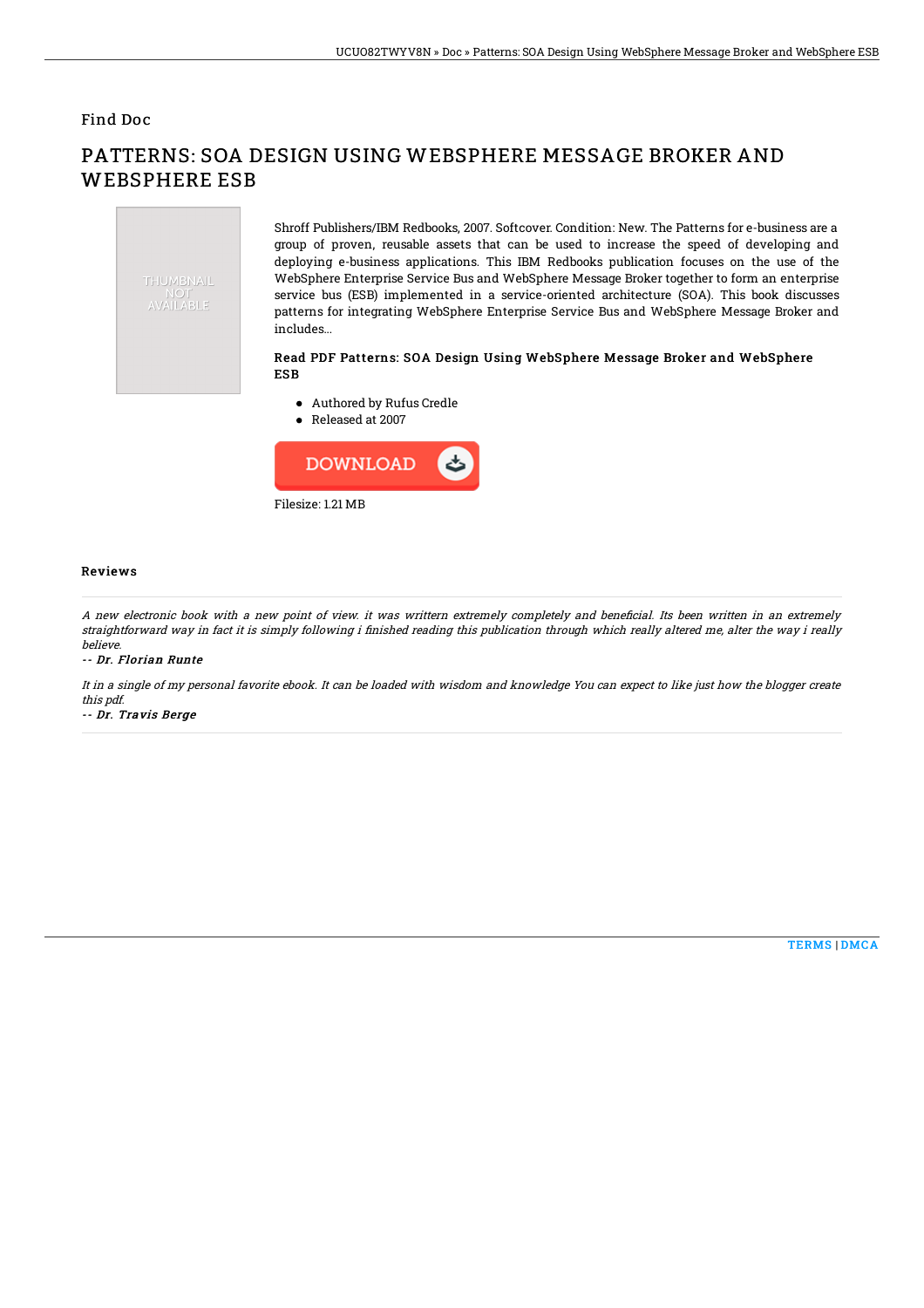Find Doc

# PATTERNS: SOA DESIGN USING WEBSPHERE MESSAGE BROKER AND WEBSPHERE ESB

Shroff Publishers/IBM Redbooks, 2007. Softcover. Condition: New. The Patterns for e-business are a group of proven, reusable assets that can be used to increase the speed of developing and deploying e-business applications. This IBM Redbooks publication focuses on the use of the WebSphere Enterprise Service Bus and WebSphere Message Broker together to form an enterprise service bus (ESB) implemented in a service-oriented architecture (SOA). This book discusses patterns for integrating WebSphere Enterprise Service Bus and WebSphere Message Broker and includes...

### Read PDF Patterns: SOA Design Using WebSphere Message Broker and WebSphere ESB

- Authored by Rufus Credle
- Released at 2007

DOWNLOAD

Filesize: 1.21 MB

## Reviews

*A new electronic book with a new point of view. it was writtern extremely completely and beneficial. Its been written in an extremely straightforward way in fact it is simply following i finished reading this publication through which really altered me, alter the way i really believe.*

*-- Dr. Florian Runte*

*It in a single of my personal favorite ebook. It can be loaded with wisdom and knowledge You can expect to like just how the blogger create this pdf.*

*-- Dr. Travis Berge*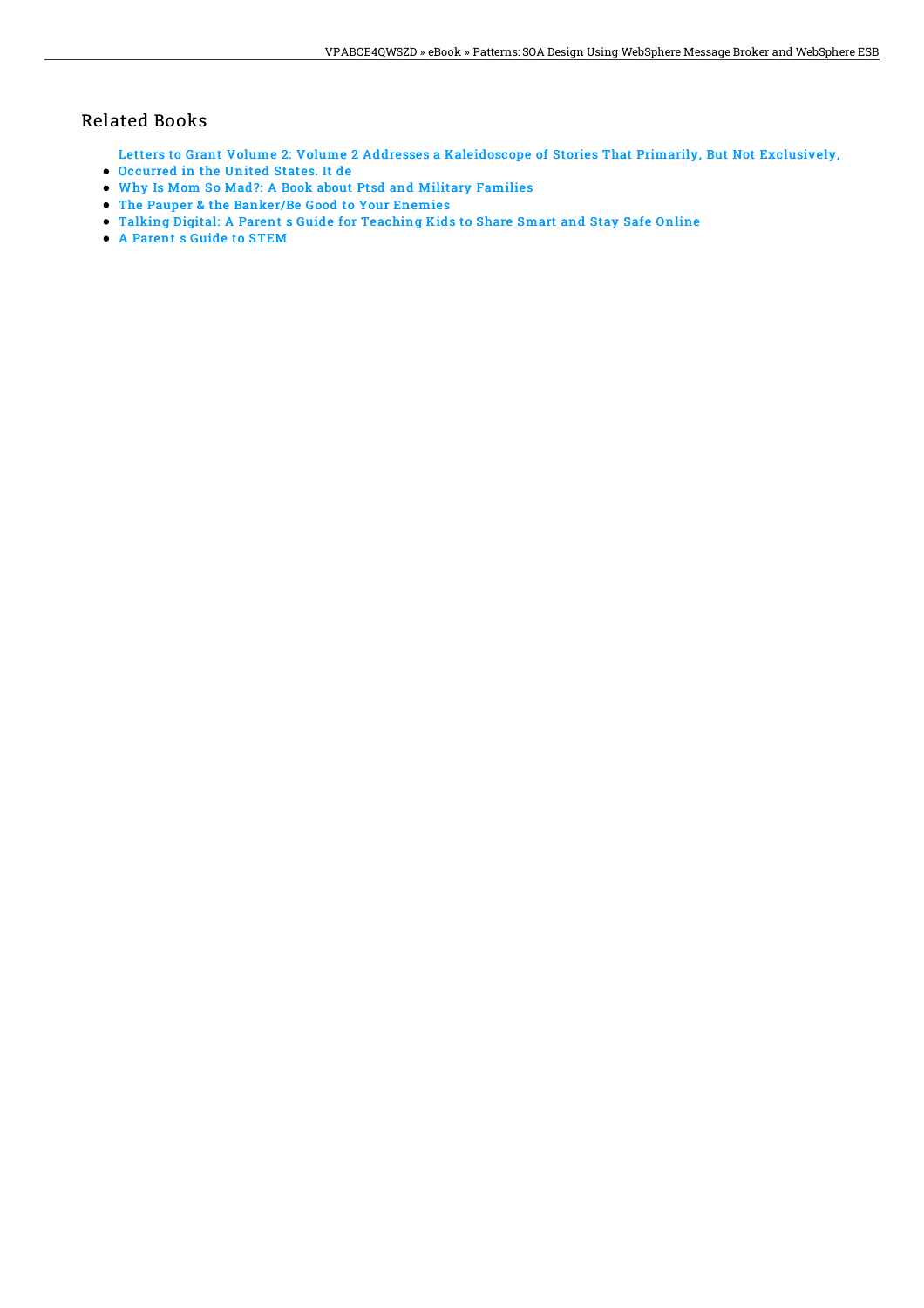## Related Books

- Letters to Grant Volume 2: Volume 2 Addresses a Kaleidoscope of Stories That Primarily, But Not Exclusively, Occurred in the United States. It de
- Why Is Mom So Mad?: A Book about Ptsd and Military Families
- The Pauper & the Banker/Be Good to Your Enemies
- Talking Digital: A Parent s Guide for Teaching Kids to Share Smart and Stay Safe Online
- A Parent s Guide to STEM